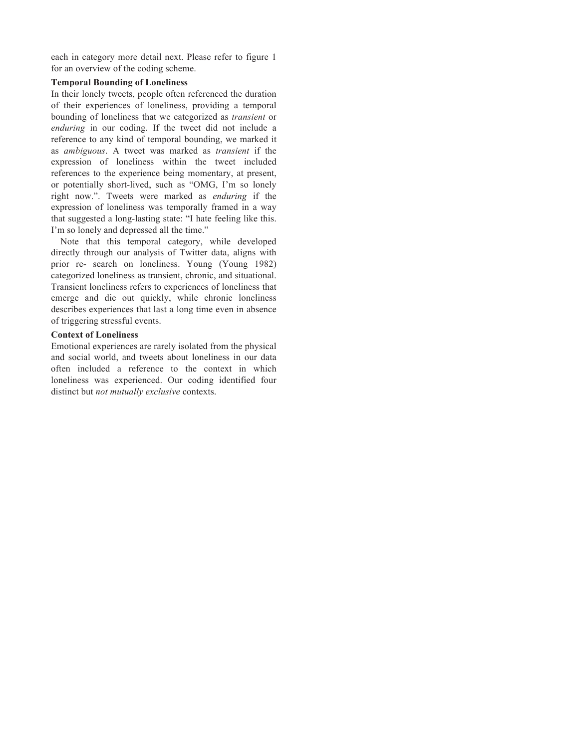each in category more detail next. Please refer to figure 1 for an overview of the coding scheme.

**Temporal Bounding of Loneliness**

In their lonely tweets, people often referenced the duration of their experiences of loneliness, providing a temporal bounding of loneliness that we categorized as *transient* or *enduring* in our coding. If the tweet did not include a reference to any kind of temporal bounding, we marked it as *ambiguous*. A tweet was marked as *transient* if the expression of loneliness within the tweet included references to the experience being momentary, at present, or potentially short-lived, such as "OMG, I'm so lonely right now.". Tweets were marked as *enduring* if the expression of loneliness was temporally framed in a way that suggested a long-lasting state: "I hate feeling like this. I'm so lonely and depressed all the time."

Note that this temporal category, while developed directly through our analysis of Twitter data, aligns with prior re- search on loneliness. Young (Young 1982) categorized loneliness as transient, chronic, and situational. Transient loneliness refers to experiences of loneliness that emerge and die out quickly, while chronic loneliness describes experiences that last a long time even in absence of triggering stressful events.

**Context of Loneliness**

Emotional experiences are rarely isolated from the physical and social world, and tweets about loneliness in our data often included a reference to the context in which loneliness was experienced. Our coding identified four distinct but *not mutually exclusive* contexts.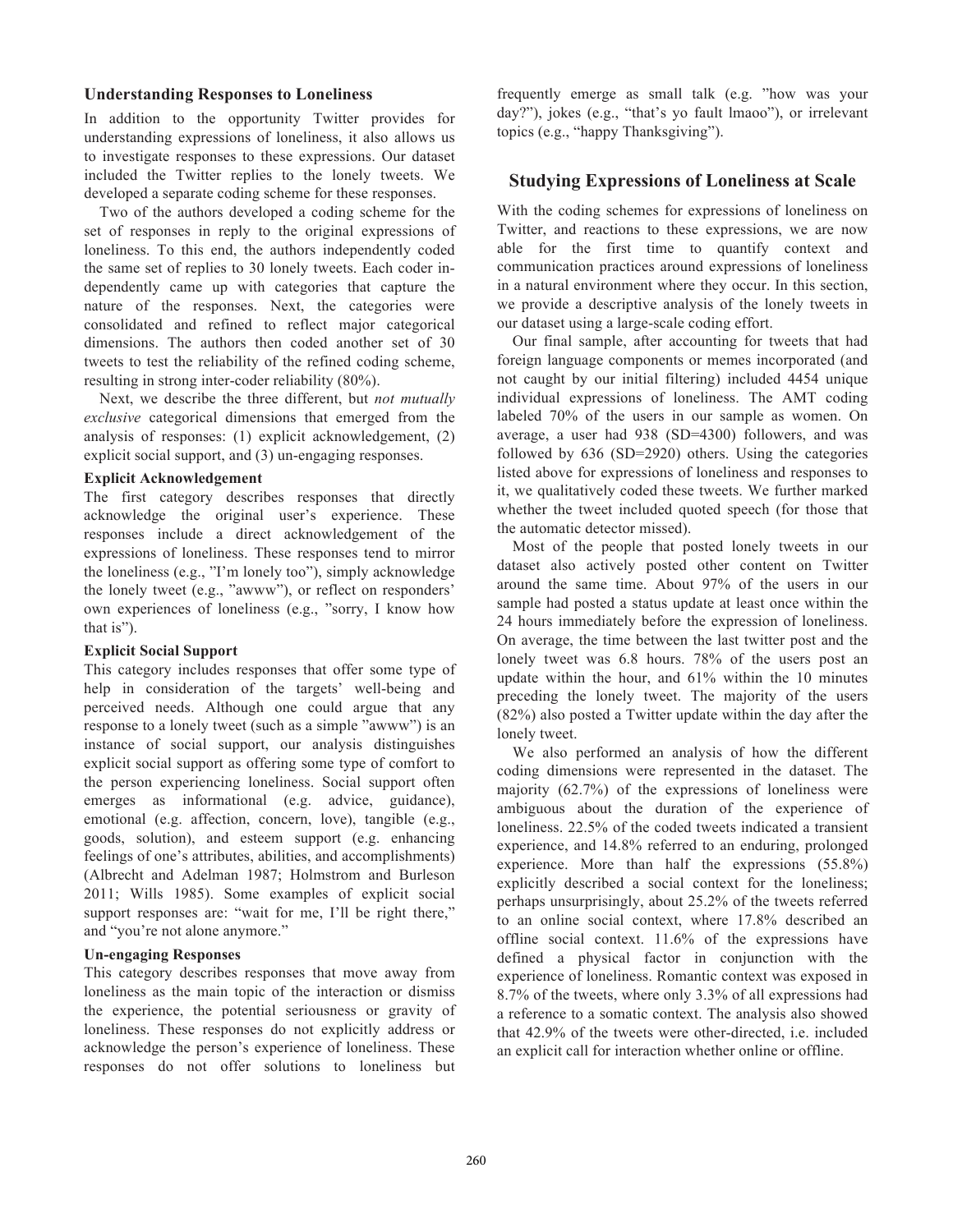### Understanding Responses to Loneliness

In addition to the opportunity Twitter provides for understanding expressions of loneliness, it also allows us to investigate responses to these expressions. Our dataset included the Twitter replies to the lonely tweets. We developed a separate coding scheme for these responses.

Two of the authors developed a coding scheme for the set of responses in reply to the original expressions of loneliness. To this end, the authors independently coded the same set of replies to 30 lonely tweets. Each coder independently came up with categories that capture the nature of the responses. Next, the categories were consolidated and refined to reflect major categorical dimensions. The authors then coded another set of 30 tweets to test the reliability of the refined coding scheme, resulting in strong inter-coder reliability (80%).

Next, we describe the three different, but *not mutually exclusive* categorical dimensions that emerged from the analysis of responses: (1) explicit acknowledgement, (2) explicit social support, and (3) un-engaging responses.

#### Explicit Acknowledgement

The first category describes responses that directly acknowledge the original user's experience. These responses include a direct acknowledgement of the expressions of loneliness. These responses tend to mirror the loneliness (e.g., "I'm lonely too"), simply acknowledge the lonely tweet (e.g., "awww"), or reflect on responders' own experiences of loneliness (e.g., "sorry, I know how that is").

#### Explicit Social Support

This category includes responses that offer some type of help in consideration of the targets' well-being and perceived needs. Although one could argue that any response to a lonely tweet (such as a simple "awww") is an instance of social support, our analysis distinguishes explicit social support as offering some type of comfort to the person experiencing loneliness. Social support often emerges as informational (e.g. advice, guidance), emotional (e.g. affection, concern, love), tangible (e.g., goods, solution), and esteem support (e.g. enhancing feelings of one's attributes, abilities, and accomplishments) (Albrecht and Adelman 1987; Holmstrom and Burleson 2011; Wills 1985). Some examples of explicit social support responses are: "wait for me, I'll be right there," and "you're not alone anymore."

#### Un-engaging Responses

This category describes responses that move away from loneliness as the main topic of the interaction or dismiss the experience, the potential seriousness or gravity of loneliness. These responses do not explicitly address or acknowledge the person's experience of loneliness. These responses do not offer solutions to loneliness but frequently emerge as small talk (e.g. "how was your day?"), jokes (e.g., "that's yo fault lmaoo"), or irrelevant topics (e.g., "happy Thanksgiving").

## Studying Expressions of Loneliness at Scale

With the coding schemes for expressions of loneliness on Twitter, and reactions to these expressions, we are now able for the first time to quantify context and communication practices around expressions of loneliness in a natural environment where they occur. In this section, we provide a descriptive analysis of the lonely tweets in our dataset using a large-scale coding effort.

Our final sample, after accounting for tweets that had foreign language components or memes incorporated (and not caught by our initial filtering) included 4454 unique individual expressions of loneliness. The AMT coding labeled 70% of the users in our sample as women. On average, a user had 938 (SD=4300) followers, and was followed by 636 (SD=2920) others. Using the categories listed above for expressions of loneliness and responses to it, we qualitatively coded these tweets. We further marked whether the tweet included quoted speech (for those that the automatic detector missed).

Most of the people that posted lonely tweets in our dataset also actively posted other content on Twitter around the same time. About 97% of the users in our sample had posted a status update at least once within the 24 hours immediately before the expression of loneliness. On average, the time between the last twitter post and the lonely tweet was 6.8 hours. 78% of the users post an update within the hour, and 61% within the 10 minutes preceding the lonely tweet. The majority of the users (82%) also posted a Twitter update within the day after the lonely tweet.

We also performed an analysis of how the different coding dimensions were represented in the dataset. The majority (62.7%) of the expressions of loneliness were ambiguous about the duration of the experience of loneliness. 22.5% of the coded tweets indicated a transient experience, and 14.8% referred to an enduring, prolonged experience. More than half the expressions (55.8%) explicitly described a social context for the loneliness; perhaps unsurprisingly, about 25.2% of the tweets referred to an online social context, where 17.8% described an offline social context. 11.6% of the expressions have defined a physical factor in conjunction with the experience of loneliness. Romantic context was exposed in 8.7% of the tweets, where only 3.3% of all expressions had a reference to a somatic context. The analysis also showed that 42.9% of the tweets were other-directed, i.e. included an explicit call for interaction whether online or offline.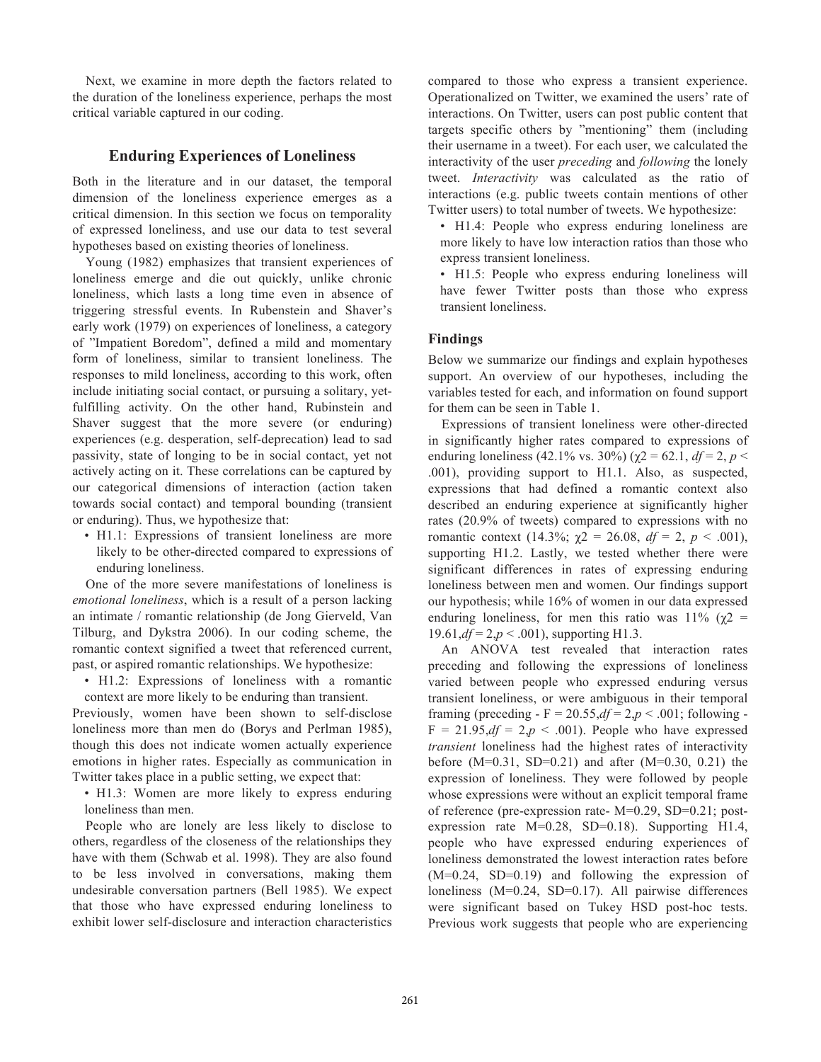Next, we examine in more depth the factors related to the duration of the loneliness experience, perhaps the most critical variable captured in our coding.

## Enduring Experiences of Loneliness

Both in the literature and in our dataset, the temporal dimension of the loneliness experience emerges as a critical dimension. In this section we focus on temporality of expressed loneliness, and use our data to test several hypotheses based on existing theories of loneliness.

Young (1982) emphasizes that transient experiences of loneliness emerge and die out quickly, unlike chronic loneliness, which lasts a long time even in absence of triggering stressful events. In Rubenstein and Shaver's early work (1979) on experiences of loneliness, a category of "Impatient Boredom", defined a mild and momentary form of loneliness, similar to transient loneliness. The responses to mild loneliness, according to this work, often include initiating social contact, or pursuing a solitary, yet-fulfilling activity. On the other hand, Rubinstein and Shaver suggest that the more severe (or enduring) experiences (e.g. desperation, self-deprecation) lead to sad passivity, state of longing to be in social contact, yet not actively acting on it. These correlations can be captured by our categorical dimensions of interaction (action taken towards social contact) and temporal bounding (transient or enduring). Thus, we hypothesize that:

- H1.1: Expressions of transient loneliness are more likely to be other-directed compared to expressions of enduring loneliness.

One of the more severe manifestations of loneliness is *emotional loneliness*, which is a result of a person lacking an intimate / romantic relationship (de Jong Gierveld, Van Tilburg, and Dykstra 2006). In our coding scheme, the romantic context signified a tweet that referenced current, past, or aspired romantic relationships. We hypothesize:

- H1.2: Expressions of loneliness with a romantic context are more likely to be enduring than transient.

Previously, women have been shown to self-disclose loneliness more than men do (Borys and Perlman 1985), though this does not indicate women actually experience emotions in higher rates. Especially as communication in Twitter takes place in a public setting, we expect that:

- H1.3: Women are more likely to express enduring loneliness than men.

People who are lonely are less likely to disclose to others, regardless of the closeness of the relationships they have with them (Schwab et al. 1998). They are also found to be less involved in conversations, making them undesirable conversation partners (Bell 1985). We expect that those who have expressed enduring loneliness to exhibit lower self-disclosure and interaction characteristics compared to those who express a transient experience. Operationalized on Twitter, we examined the users' rate of interactions. On Twitter, users can post public content that targets specific others by "mentioning" them (including their username in a tweet). For each user, we calculated the interactivity of the user *preceding* and *following* the lonely tweet. *Interactivity* was calculated as the ratio of interactions (e.g. public tweets contain mentions of other Twitter users) to total number of tweets. We hypothesize:

- H1.4: People who express enduring loneliness are more likely to have low interaction ratios than those who express transient loneliness.
- H1.5: People who express enduring loneliness will have fewer Twitter posts than those who express transient loneliness.

### Findings

Below we summarize our findings and explain hypotheses support. An overview of our hypotheses, including the variables tested for each, and information on found support for them can be seen in Table 1.

Expressions of transient loneliness were other-directed in significantly higher rates compared to expressions of enduring loneliness (42.1% vs. 30%) ($\chi 2 = 62.1$, $df = 2$, $p < .001$), providing support to H1.1. Also, as suspected, expressions that had defined a romantic context also described an enduring experience at significantly higher rates (20.9% of tweets) compared to expressions with no romantic context (14.3%; $\chi 2 = 26.08$, $df = 2$, $p < .001$), supporting H1.2. Lastly, we tested whether there were significant differences in rates of expressing enduring loneliness between men and women. Our findings support our hypothesis; while 16% of women in our data expressed enduring loneliness, for men this ratio was 11% ($\chi 2 = 19.61, df = 2, p < .001$), supporting H1.3.

An ANOVA test revealed that interaction rates preceding and following the expressions of loneliness varied between people who expressed enduring versus transient loneliness, or were ambiguous in their temporal framing (preceding - $F = 20.55, df = 2, p < .001$; following - $F = 21.95, df = 2, p < .001$). People who have expressed *transient* loneliness had the highest rates of interactivity before (M=0.31, SD=0.21) and after (M=0.30, 0.21) the expression of loneliness. They were followed by people whose expressions were without an explicit temporal frame of reference (pre-expression rate- M=0.29, SD=0.21; post-expression rate M=0.28, SD=0.18). Supporting H1.4, people who have expressed enduring experiences of loneliness demonstrated the lowest interaction rates before (M=0.24, SD=0.19) and following the expression of loneliness (M=0.24, SD=0.17). All pairwise differences were significant based on Tukey HSD post-hoc tests. Previous work suggests that people who are experiencing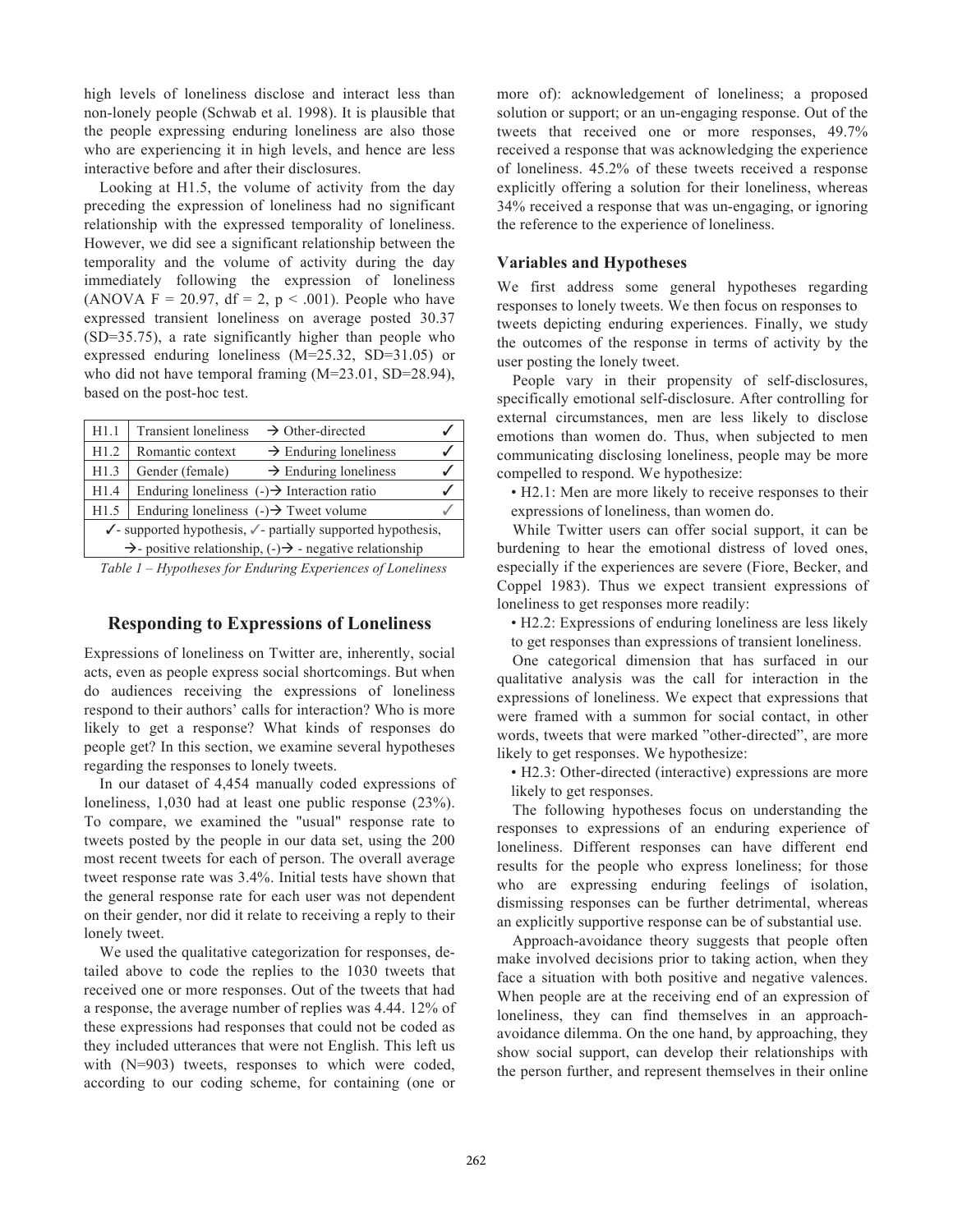high levels of loneliness disclose and interact less than non-lonely people (Schwab et al. 1998). It is plausible that the people expressing enduring loneliness are also those who are experiencing it in high levels, and hence are less interactive before and after their disclosures.

Looking at H1.5, the volume of activity from the day preceding the expression of loneliness had no significant relationship with the expressed temporality of loneliness. However, we did see a significant relationship between the temporality and the volume of activity during the day immediately following the expression of loneliness (ANOVA $F = 20.97$, $df = 2$, $p < .001$). People who have expressed transient loneliness on average posted 30.37 (SD=35.75), a rate significantly higher than people who expressed enduring loneliness (M=25.32, SD=31.05) or who did not have temporal framing (M=23.01, SD=28.94), based on the post-hoc test.

| | | |
|---|---|---|
| H1.1 | Transient loneliness → Other-directed | ✓ |
| H1.2 | Romantic context → Enduring loneliness | ✓ |
| H1.3 | Gender (female) → Enduring loneliness | ✓ |
| H1.4 | Enduring loneliness (-)→ Interaction ratio | ✓ |
| H1.5 | Enduring loneliness (-)→ Tweet volume | ✓ |
| ✓- supported hypothesis, ✓- partially supported hypothesis, →- positive relationship, (-)→ - negative relationship | | |

*Table 1 – Hypotheses for Enduring Experiences of Loneliness*

## Responding to Expressions of Loneliness

Expressions of loneliness on Twitter are, inherently, social acts, even as people express social shortcomings. But when do audiences receiving the expressions of loneliness respond to their authors' calls for interaction? Who is more likely to get a response? What kinds of responses do people get? In this section, we examine several hypotheses regarding the responses to lonely tweets.

In our dataset of 4,454 manually coded expressions of loneliness, 1,030 had at least one public response (23%). To compare, we examined the "usual" response rate to tweets posted by the people in our data set, using the 200 most recent tweets for each of person. The overall average tweet response rate was 3.4%. Initial tests have shown that the general response rate for each user was not dependent on their gender, nor did it relate to receiving a reply to their lonely tweet.

We used the qualitative categorization for responses, detailed above to code the replies to the 1030 tweets that received one or more responses. Out of the tweets that had a response, the average number of replies was 4.44. 12% of these expressions had responses that could not be coded as they included utterances that were not English. This left us with (N=903) tweets, responses to which were coded, according to our coding scheme, for containing (one or more of): acknowledgement of loneliness; a proposed solution or support; or an un-engaging response. Out of the tweets that received one or more responses, 49.7% received a response that was acknowledging the experience of loneliness. 45.2% of these tweets received a response explicitly offering a solution for their loneliness, whereas 34% received a response that was un-engaging, or ignoring the reference to the experience of loneliness.

### Variables and Hypotheses

We first address some general hypotheses regarding responses to lonely tweets. We then focus on responses to tweets depicting enduring experiences. Finally, we study the outcomes of the response in terms of activity by the user posting the lonely tweet.

People vary in their propensity of self-disclosures, specifically emotional self-disclosure. After controlling for external circumstances, men are less likely to disclose emotions than women do. Thus, when subjected to men communicating disclosing loneliness, people may be more compelled to respond. We hypothesize:

- H2.1: Men are more likely to receive responses to their expressions of loneliness, than women do.

While Twitter users can offer social support, it can be burdening to hear the emotional distress of loved ones, especially if the experiences are severe (Fiore, Becker, and Coppel 1983). Thus we expect transient expressions of loneliness to get responses more readily:

- H2.2: Expressions of enduring loneliness are less likely to get responses than expressions of transient loneliness.

One categorical dimension that has surfaced in our qualitative analysis was the call for interaction in the expressions of loneliness. We expect that expressions that were framed with a summon for social contact, in other words, tweets that were marked "other-directed", are more likely to get responses. We hypothesize:

- H2.3: Other-directed (interactive) expressions are more likely to get responses.

The following hypotheses focus on understanding the responses to expressions of an enduring experience of loneliness. Different responses can have different end results for the people who express loneliness; for those who are expressing enduring feelings of isolation, dismissing responses can be further detrimental, whereas an explicitly supportive response can be of substantial use.

Approach-avoidance theory suggests that people often make involved decisions prior to taking action, when they face a situation with both positive and negative valences. When people are at the receiving end of an expression of loneliness, they can find themselves in an approach-avoidance dilemma. On the one hand, by approaching, they show social support, can develop their relationships with the person further, and represent themselves in their online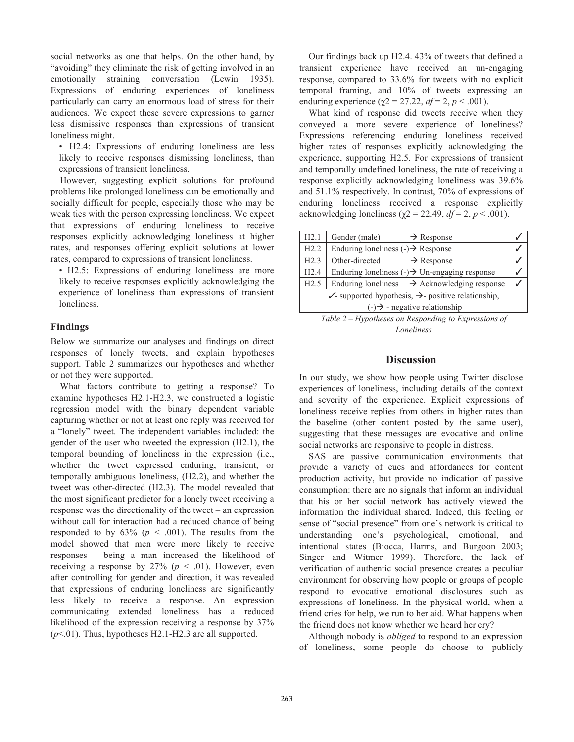social networks as one that helps. On the other hand, by "avoiding" they eliminate the risk of getting involved in an emotionally straining conversation (Lewin 1935). Expressions of enduring experiences of loneliness particularly can carry an enormous load of stress for their audiences. We expect these severe expressions to garner less dismissive responses than expressions of transient loneliness might.

- H2.4: Expressions of enduring loneliness are less likely to receive responses dismissing loneliness, than expressions of transient loneliness.

However, suggesting explicit solutions for profound problems like prolonged loneliness can be emotionally and socially difficult for people, especially those who may be weak ties with the person expressing loneliness. We expect that expressions of enduring loneliness to receive responses explicitly acknowledging loneliness at higher rates, and responses offering explicit solutions at lower rates, compared to expressions of transient loneliness.

- H2.5: Expressions of enduring loneliness are more likely to receive responses explicitly acknowledging the experience of loneliness than expressions of transient loneliness.

### Findings

Below we summarize our analyses and findings on direct responses of lonely tweets, and explain hypotheses support. Table 2 summarizes our hypotheses and whether or not they were supported.

What factors contribute to getting a response? To examine hypotheses H2.1-H2.3, we constructed a logistic regression model with the binary dependent variable capturing whether or not at least one reply was received for a "lonely" tweet. The independent variables included: the gender of the user who tweeted the expression (H2.1), the temporal bounding of loneliness in the expression (i.e., whether the tweet expressed enduring, transient, or temporally ambiguous loneliness, (H2.2), and whether the tweet was other-directed (H2.3). The model revealed that the most significant predictor for a lonely tweet receiving a response was the directionality of the tweet – an expression without call for interaction had a reduced chance of being responded to by 63% ($p < .001$). The results from the model showed that men were more likely to receive responses – being a man increased the likelihood of receiving a response by 27% ($p < .01$). However, even after controlling for gender and direction, it was revealed that expressions of enduring loneliness are significantly less likely to receive a response. An expression communicating extended loneliness has a reduced likelihood of the expression receiving a response by 37% ($p<.01$). Thus, hypotheses H2.1-H2.3 are all supported.

Our findings back up H2.4. 43% of tweets that defined a transient experience have received an un-engaging response, compared to 33.6% for tweets with no explicit temporal framing, and 10% of tweets expressing an enduring experience ($\chi2 = 27.22$, $df = 2$, $p < .001$).

What kind of response did tweets receive when they conveyed a more severe experience of loneliness? Expressions referencing enduring loneliness received higher rates of responses explicitly acknowledging the experience, supporting H2.5. For expressions of transient and temporally undefined loneliness, the rate of receiving a response explicitly acknowledging loneliness was 39.6% and 51.1% respectively. In contrast, 70% of expressions of enduring loneliness received a response explicitly acknowledging loneliness ($\chi2 = 22.49$, $df = 2$, $p < .001$).

| H2.1 | Gender (male) → Response | ✓ |
|---|---|---|
| H2.2 | Enduring loneliness (-)→ Response | ✓ |
| H2.3 | Other-directed → Response | ✓ |
| H2.4 | Enduring loneliness (-)→ Un-engaging response | ✓ |
| H2.5 | Enduring loneliness → Acknowledging response | ✓ |
| ✓- supported hypothesis, →- positive relationship, (-)→ - negative relationship | | |

*Table 2 – Hypotheses on Responding to Expressions of Loneliness*

## Discussion

In our study, we show how people using Twitter disclose experiences of loneliness, including details of the context and severity of the experience. Explicit expressions of loneliness receive replies from others in higher rates than the baseline (other content posted by the same user), suggesting that these messages are evocative and online social networks are responsive to people in distress.

SAS are passive communication environments that provide a variety of cues and affordances for content production activity, but provide no indication of passive consumption: there are no signals that inform an individual that his or her social network has actively viewed the information the individual shared. Indeed, this feeling or sense of "social presence" from one's network is critical to understanding one's psychological, emotional, and intentional states (Biocca, Harms, and Burgoon 2003; Singer and Witmer 1999). Therefore, the lack of verification of authentic social presence creates a peculiar environment for observing how people or groups of people respond to evocative emotional disclosures such as expressions of loneliness. In the physical world, when a friend cries for help, we run to her aid. What happens when the friend does not know whether we heard her cry?

Although nobody is *obliged* to respond to an expression of loneliness, some people do choose to publicly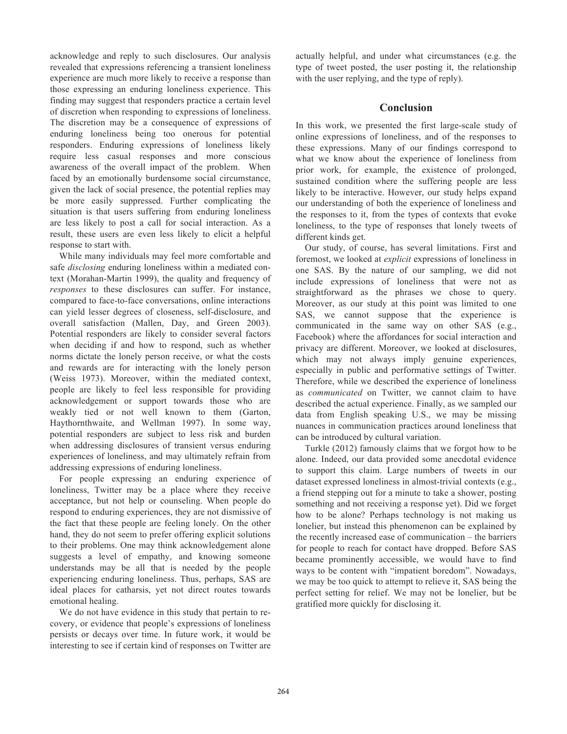acknowledge and reply to such disclosures. Our analysis revealed that expressions referencing a transient loneliness experience are much more likely to receive a response than those expressing an enduring loneliness experience. This finding may suggest that responders practice a certain level of discretion when responding to expressions of loneliness. The discretion may be a consequence of expressions of enduring loneliness being too onerous for potential responders. Enduring expressions of loneliness likely require less casual responses and more conscious awareness of the overall impact of the problem. When faced by an emotionally burdensome social circumstance, given the lack of social presence, the potential replies may be more easily suppressed. Further complicating the situation is that users suffering from enduring loneliness are less likely to post a call for social interaction. As a result, these users are even less likely to elicit a helpful response to start with.

While many individuals may feel more comfortable and safe *disclosing* enduring loneliness within a mediated context (Morahan-Martin 1999), the quality and frequency of *responses* to these disclosures can suffer. For instance, compared to face-to-face conversations, online interactions can yield lesser degrees of closeness, self-disclosure, and overall satisfaction (Mallen, Day, and Green 2003). Potential responders are likely to consider several factors when deciding if and how to respond, such as whether norms dictate the lonely person receive, or what the costs and rewards are for interacting with the lonely person (Weiss 1973). Moreover, within the mediated context, people are likely to feel less responsible for providing acknowledgement or support towards those who are weakly tied or not well known to them (Garton, Haythornthwaite, and Wellman 1997). In some way, potential responders are subject to less risk and burden when addressing disclosures of transient versus enduring experiences of loneliness, and may ultimately refrain from addressing expressions of enduring loneliness.

For people expressing an enduring experience of loneliness, Twitter may be a place where they receive acceptance, but not help or counseling. When people do respond to enduring experiences, they are not dismissive of the fact that these people are feeling lonely. On the other hand, they do not seem to prefer offering explicit solutions to their problems. One may think acknowledgement alone suggests a level of empathy, and knowing someone understands may be all that is needed by the people experiencing enduring loneliness. Thus, perhaps, SAS are ideal places for catharsis, yet not direct routes towards emotional healing.

We do not have evidence in this study that pertain to recovery, or evidence that people's expressions of loneliness persists or decays over time. In future work, it would be interesting to see if certain kind of responses on Twitter are actually helpful, and under what circumstances (e.g. the type of tweet posted, the user posting it, the relationship with the user replying, and the type of reply).

## Conclusion

In this work, we presented the first large-scale study of online expressions of loneliness, and of the responses to these expressions. Many of our findings correspond to what we know about the experience of loneliness from prior work, for example, the existence of prolonged, sustained condition where the suffering people are less likely to be interactive. However, our study helps expand our understanding of both the experience of loneliness and the responses to it, from the types of contexts that evoke loneliness, to the type of responses that lonely tweets of different kinds get.

Our study, of course, has several limitations. First and foremost, we looked at *explicit* expressions of loneliness in one SAS. By the nature of our sampling, we did not include expressions of loneliness that were not as straightforward as the phrases we chose to query. Moreover, as our study at this point was limited to one SAS, we cannot suppose that the experience is communicated in the same way on other SAS (e.g., Facebook) where the affordances for social interaction and privacy are different. Moreover, we looked at disclosures, which may not always imply genuine experiences, especially in public and performative settings of Twitter. Therefore, while we described the experience of loneliness as *communicated* on Twitter, we cannot claim to have described the actual experience. Finally, as we sampled our data from English speaking U.S., we may be missing nuances in communication practices around loneliness that can be introduced by cultural variation.

Turkle (2012) famously claims that we forgot how to be alone. Indeed, our data provided some anecdotal evidence to support this claim. Large numbers of tweets in our dataset expressed loneliness in almost-trivial contexts (e.g., a friend stepping out for a minute to take a shower, posting something and not receiving a response yet). Did we forget how to be alone? Perhaps technology is not making us lonelier, but instead this phenomenon can be explained by the recently increased ease of communication – the barriers for people to reach for contact have dropped. Before SAS became prominently accessible, we would have to find ways to be content with "impatient boredom". Nowadays, we may be too quick to attempt to relieve it, SAS being the perfect setting for relief. We may not be lonelier, but be gratified more quickly for disclosing it.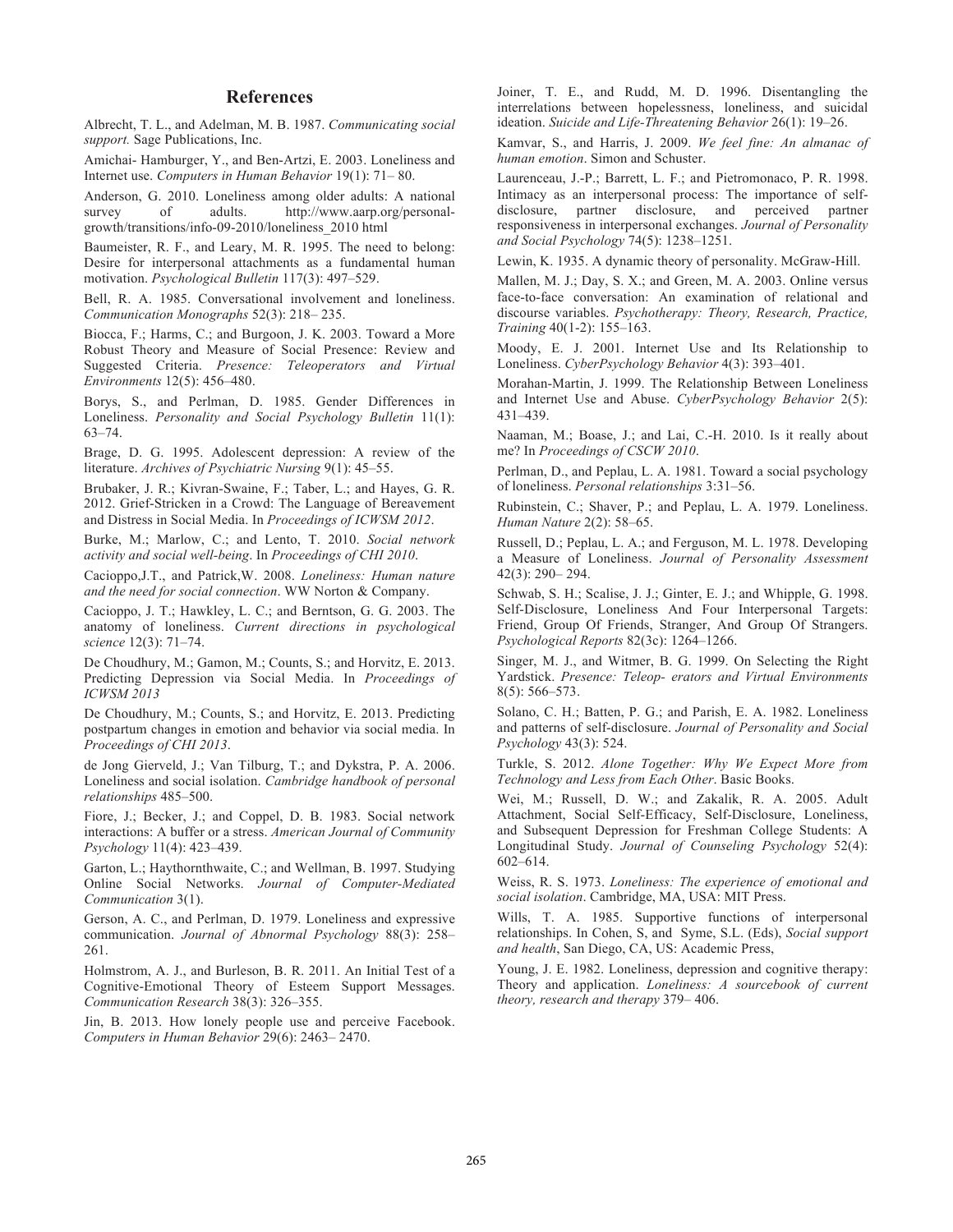## References

Albrecht, T. L., and Adelman, M. B. 1987. *Communicating social support.* Sage Publications, Inc.

Amichai- Hamburger, Y., and Ben-Artzi, E. 2003. Loneliness and Internet use. *Computers in Human Behavior* 19(1): 71– 80.

Anderson, G. 2010. Loneliness among older adults: A national survey of adults. http://www.aarp.org/personal-growth/transitions/info-09-2010/loneliness_2010 html

Baumeister, R. F., and Leary, M. R. 1995. The need to belong: Desire for interpersonal attachments as a fundamental human motivation. *Psychological Bulletin* 117(3): 497–529.

Bell, R. A. 1985. Conversational involvement and loneliness. *Communication Monographs* 52(3): 218– 235.

Biocca, F.; Harms, C.; and Burgoon, J. K. 2003. Toward a More Robust Theory and Measure of Social Presence: Review and Suggested Criteria. *Presence: Teleoperators and Virtual Environments* 12(5): 456–480.

Borys, S., and Perlman, D. 1985. Gender Differences in Loneliness. *Personality and Social Psychology Bulletin* 11(1): 63–74.

Brage, D. G. 1995. Adolescent depression: A review of the literature. *Archives of Psychiatric Nursing* 9(1): 45–55.

Brubaker, J. R.; Kivran-Swaine, F.; Taber, L.; and Hayes, G. R. 2012. Grief-Stricken in a Crowd: The Language of Bereavement and Distress in Social Media. In *Proceedings of ICWSM 2012*.

Burke, M.; Marlow, C.; and Lento, T. 2010. *Social network activity and social well-being*. In *Proceedings of CHI 2010*.

Cacioppo,J.T., and Patrick,W. 2008. *Loneliness: Human nature and the need for social connection*. WW Norton & Company.

Cacioppo, J. T.; Hawkley, L. C.; and Berntson, G. G. 2003. The anatomy of loneliness. *Current directions in psychological science* 12(3): 71–74.

De Choudhury, M.; Gamon, M.; Counts, S.; and Horvitz, E. 2013. Predicting Depression via Social Media. In *Proceedings of ICWSM 2013*

De Choudhury, M.; Counts, S.; and Horvitz, E. 2013. Predicting postpartum changes in emotion and behavior via social media. In *Proceedings of CHI 2013*.

de Jong Gierveld, J.; Van Tilburg, T.; and Dykstra, P. A. 2006. Loneliness and social isolation. *Cambridge handbook of personal relationships* 485–500.

Fiore, J.; Becker, J.; and Coppel, D. B. 1983. Social network interactions: A buffer or a stress. *American Journal of Community Psychology* 11(4): 423–439.

Garton, L.; Haythornthwaite, C.; and Wellman, B. 1997. Studying Online Social Networks. *Journal of Computer-Mediated Communication* 3(1).

Gerson, A. C., and Perlman, D. 1979. Loneliness and expressive communication. *Journal of Abnormal Psychology* 88(3): 258–261.

Holmstrom, A. J., and Burleson, B. R. 2011. An Initial Test of a Cognitive-Emotional Theory of Esteem Support Messages. *Communication Research* 38(3): 326–355.

Jin, B. 2013. How lonely people use and perceive Facebook. *Computers in Human Behavior* 29(6): 2463– 2470.

Joiner, T. E., and Rudd, M. D. 1996. Disentangling the interrelations between hopelessness, loneliness, and suicidal ideation. *Suicide and Life-Threatening Behavior* 26(1): 19–26.

Kamvar, S., and Harris, J. 2009. *We feel fine: An almanac of human emotion*. Simon and Schuster.

Laurenceau, J.-P.; Barrett, L. F.; and Pietromonaco, P. R. 1998. Intimacy as an interpersonal process: The importance of self-disclosure, partner disclosure, and perceived partner responsiveness in interpersonal exchanges. *Journal of Personality and Social Psychology* 74(5): 1238–1251.

Lewin, K. 1935. A dynamic theory of personality. McGraw-Hill.

Mallen, M. J.; Day, S. X.; and Green, M. A. 2003. Online versus face-to-face conversation: An examination of relational and discourse variables. *Psychotherapy: Theory, Research, Practice, Training* 40(1-2): 155–163.

Moody, E. J. 2001. Internet Use and Its Relationship to Loneliness. *CyberPsychology Behavior* 4(3): 393–401.

Morahan-Martin, J. 1999. The Relationship Between Loneliness and Internet Use and Abuse. *CyberPsychology Behavior* 2(5): 431–439.

Naaman, M.; Boase, J.; and Lai, C.-H. 2010. Is it really about me? In *Proceedings of CSCW 2010*.

Perlman, D., and Peplau, L. A. 1981. Toward a social psychology of loneliness. *Personal relationships* 3:31–56.

Rubinstein, C.; Shaver, P.; and Peplau, L. A. 1979. Loneliness. *Human Nature* 2(2): 58–65.

Russell, D.; Peplau, L. A.; and Ferguson, M. L. 1978. Developing a Measure of Loneliness. *Journal of Personality Assessment* 42(3): 290– 294.

Schwab, S. H.; Scalise, J. J.; Ginter, E. J.; and Whipple, G. 1998. Self-Disclosure, Loneliness And Four Interpersonal Targets: Friend, Group Of Friends, Stranger, And Group Of Strangers. *Psychological Reports* 82(3c): 1264–1266.

Singer, M. J., and Witmer, B. G. 1999. On Selecting the Right Yardstick. *Presence: Teleop- erators and Virtual Environments* 8(5): 566–573.

Solano, C. H.; Batten, P. G.; and Parish, E. A. 1982. Loneliness and patterns of self-disclosure. *Journal of Personality and Social Psychology* 43(3): 524.

Turkle, S. 2012. *Alone Together: Why We Expect More from Technology and Less from Each Other*. Basic Books.

Wei, M.; Russell, D. W.; and Zakalik, R. A. 2005. Adult Attachment, Social Self-Efficacy, Self-Disclosure, Loneliness, and Subsequent Depression for Freshman College Students: A Longitudinal Study. *Journal of Counseling Psychology* 52(4): 602–614.

Weiss, R. S. 1973. *Loneliness: The experience of emotional and social isolation*. Cambridge, MA, USA: MIT Press.

Wills, T. A. 1985. Supportive functions of interpersonal relationships. In Cohen, S, and Syme, S.L. (Eds), *Social support and health*, San Diego, CA, US: Academic Press,

Young, J. E. 1982. Loneliness, depression and cognitive therapy: Theory and application. *Loneliness: A sourcebook of current theory, research and therapy* 379– 406.